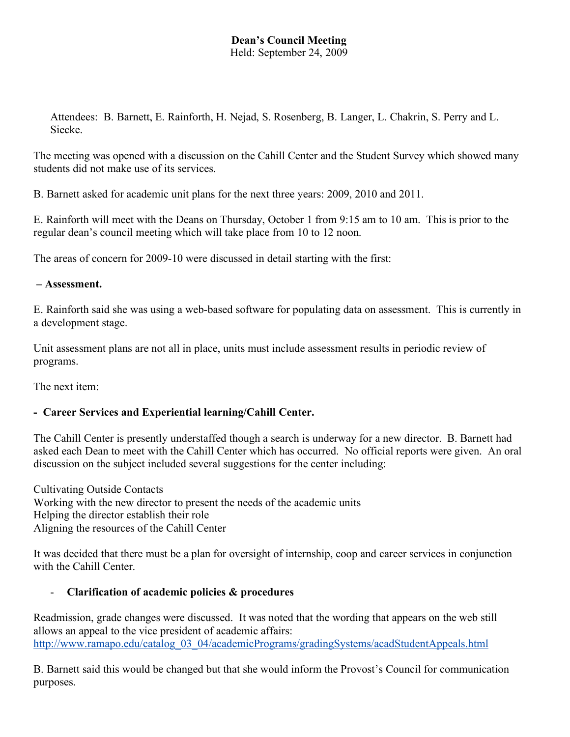**Dean's Council Meeting**
Held: September 24, 2009

Attendees: B. Barnett, E. Rainforth, H. Nejad, S. Rosenberg, B. Langer, L. Chakrin, S. Perry and L. Siecke.

The meeting was opened with a discussion on the Cahill Center and the Student Survey which showed many students did not make use of its services.

B. Barnett asked for academic unit plans for the next three years: 2009, 2010 and 2011.

E. Rainforth will meet with the Deans on Thursday, October 1 from 9:15 am to 10 am. This is prior to the regular dean's council meeting which will take place from 10 to 12 noon.

The areas of concern for 2009-10 were discussed in detail starting with the first:

**– Assessment.**

E. Rainforth said she was using a web-based software for populating data on assessment. This is currently in a development stage.

Unit assessment plans are not all in place, units must include assessment results in periodic review of programs.

The next item:

**- Career Services and Experiential learning/Cahill Center.**

The Cahill Center is presently understaffed though a search is underway for a new director. B. Barnett had asked each Dean to meet with the Cahill Center which has occurred. No official reports were given. An oral discussion on the subject included several suggestions for the center including:

Cultivating Outside Contacts
Working with the new director to present the needs of the academic units
Helping the director establish their role
Aligning the resources of the Cahill Center

It was decided that there must be a plan for oversight of internship, coop and career services in conjunction with the Cahill Center.

- **Clarification of academic policies & procedures**

Readmission, grade changes were discussed. It was noted that the wording that appears on the web still allows an appeal to the vice president of academic affairs:
http://www.ramapo.edu/catalog_03_04/academicPrograms/gradingSystems/acadStudentAppeals.html

B. Barnett said this would be changed but that she would inform the Provost's Council for communication purposes.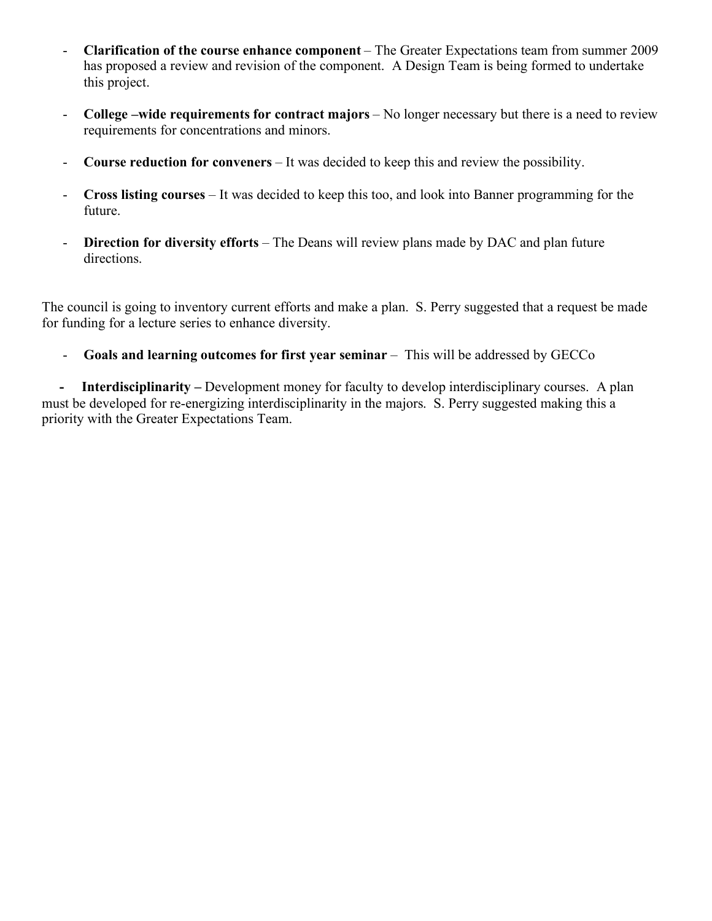- **Clarification of the course enhance component** – The Greater Expectations team from summer 2009 has proposed a review and revision of the component. A Design Team is being formed to undertake this project.

- **College –wide requirements for contract majors** – No longer necessary but there is a need to review requirements for concentrations and minors.

- **Course reduction for conveners** – It was decided to keep this and review the possibility.

- **Cross listing courses** – It was decided to keep this too, and look into Banner programming for the future.

- **Direction for diversity efforts** – The Deans will review plans made by DAC and plan future directions.

The council is going to inventory current efforts and make a plan. S. Perry suggested that a request be made for funding for a lecture series to enhance diversity.

- **Goals and learning outcomes for first year seminar** – This will be addressed by GECCo

- **Interdisciplinarity –** Development money for faculty to develop interdisciplinary courses. A plan must be developed for re-energizing interdisciplinarity in the majors. S. Perry suggested making this a priority with the Greater Expectations Team.